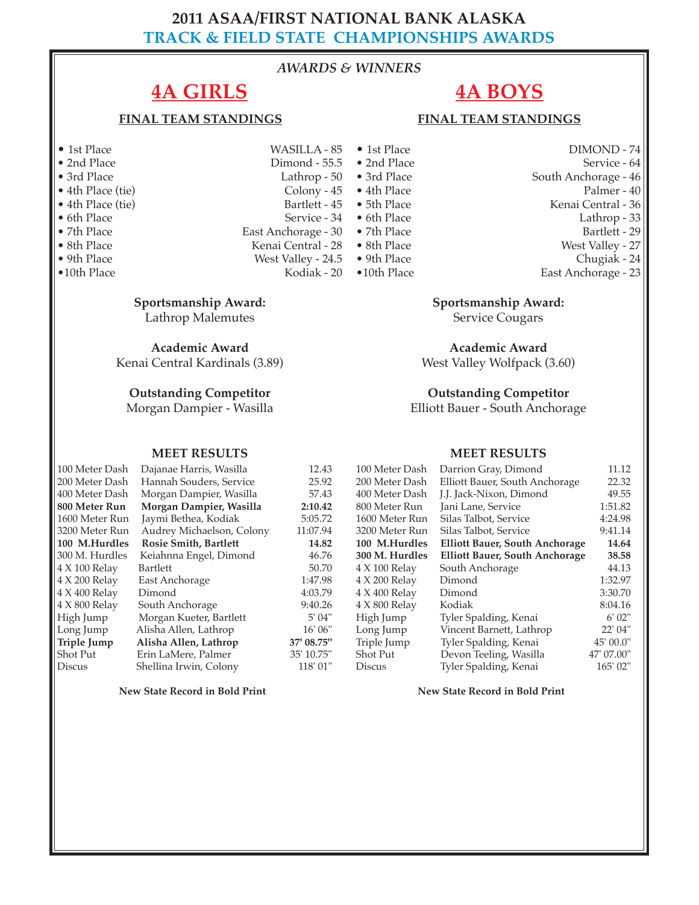# 2011 ASAA/FIRST NATIONAL BANK ALASKA
## TRACK & FIELD STATE CHAMPIONSHIPS AWARDS

*AWARDS & WINNERS*

## 4A GIRLS

### FINAL TEAM STANDINGS

- 1st Place — WASILLA - 85
- 2nd Place — Dimond - 55.5
- 3rd Place — Lathrop - 50
- 4th Place (tie) — Colony - 45
- 4th Place (tie) — Bartlett - 45
- 6th Place — Service - 34
- 7th Place — East Anchorage - 30
- 8th Place — Kenai Central - 28
- 9th Place — West Valley - 24.5
- 10th Place — Kodiak - 20

**Sportsmanship Award:**
Lathrop Malemutes

**Academic Award**
Kenai Central Kardinals (3.89)

**Outstanding Competitor**
Morgan Dampier - Wasilla

### MEET RESULTS

| Event | Winner | Mark |
|---|---|---|
| 100 Meter Dash | Dajanae Harris, Wasilla | 12.43 |
| 200 Meter Dash | Hannah Souders, Service | 25.92 |
| 400 Meter Dash | Morgan Dampier, Wasilla | 57.43 |
| **800 Meter Run** | **Morgan Dampier, Wasilla** | **2:10.42** |
| 1600 Meter Run | Jaymi Bethea, Kodiak | 5:05.72 |
| 3200 Meter Run | Audrey Michaelson, Colony | 11:07.94 |
| **100 M.Hurdles** | **Rosie Smith, Bartlett** | **14.82** |
| 300 M. Hurdles | Keiahnna Engel, Dimond | 46.76 |
| 4 X 100 Relay | Bartlett | 50.70 |
| 4 X 200 Relay | East Anchorage | 1:47.98 |
| 4 X 400 Relay | Dimond | 4:03.79 |
| 4 X 800 Relay | South Anchorage | 9:40.26 |
| High Jump | Morgan Kueter, Bartlett | 5' 04" |
| Long Jump | Alisha Allen, Lathrop | 16' 06" |
| **Triple Jump** | **Alisha Allen, Lathrop** | **37' 08.75"** |
| Shot Put | Erin LaMere, Palmer | 35' 10.75" |
| Discus | Shellina Irwin, Colony | 118' 01" |

**New State Record in Bold Print**

## 4A BOYS

### FINAL TEAM STANDINGS

- 1st Place — DIMOND - 74
- 2nd Place — Service - 64
- 3rd Place — South Anchorage - 46
- 4th Place — Palmer - 40
- 5th Place — Kenai Central - 36
- 6th Place — Lathrop - 33
- 7th Place — Bartlett - 29
- 8th Place — West Valley - 27
- 9th Place — Chugiak - 24
- 10th Place — East Anchorage - 23

**Sportsmanship Award:**
Service Cougars

**Academic Award**
West Valley Wolfpack (3.60)

**Outstanding Competitor**
Elliott Bauer - South Anchorage

### MEET RESULTS

| Event | Winner | Mark |
|---|---|---|
| 100 Meter Dash | Darrion Gray, Dimond | 11.12 |
| 200 Meter Dash | Elliott Bauer, South Anchorage | 22.32 |
| 400 Meter Dash | J.J. Jack-Nixon, Dimond | 49.55 |
| 800 Meter Run | Jani Lane, Service | 1:51.82 |
| 1600 Meter Run | Silas Talbot, Service | 4:24.98 |
| 3200 Meter Run | Silas Talbot, Service | 9:41.14 |
| **100 M.Hurdles** | **Elliott Bauer, South Anchorage** | **14.64** |
| **300 M. Hurdles** | **Elliott Bauer, South Anchorage** | **38.58** |
| 4 X 100 Relay | South Anchorage | 44.13 |
| 4 X 200 Relay | Dimond | 1:32.97 |
| 4 X 400 Relay | Dimond | 3:30.70 |
| 4 X 800 Relay | Kodiak | 8:04.16 |
| High Jump | Tyler Spalding, Kenai | 6' 02" |
| Long Jump | Vincent Barnett, Lathrop | 22' 04" |
| Triple Jump | Tyler Spalding, Kenai | 45' 00.0" |
| Shot Put | Devon Teeling, Wasilla | 47' 07.00" |
| Discus | Tyler Spalding, Kenai | 165' 02" |

**New State Record in Bold Print**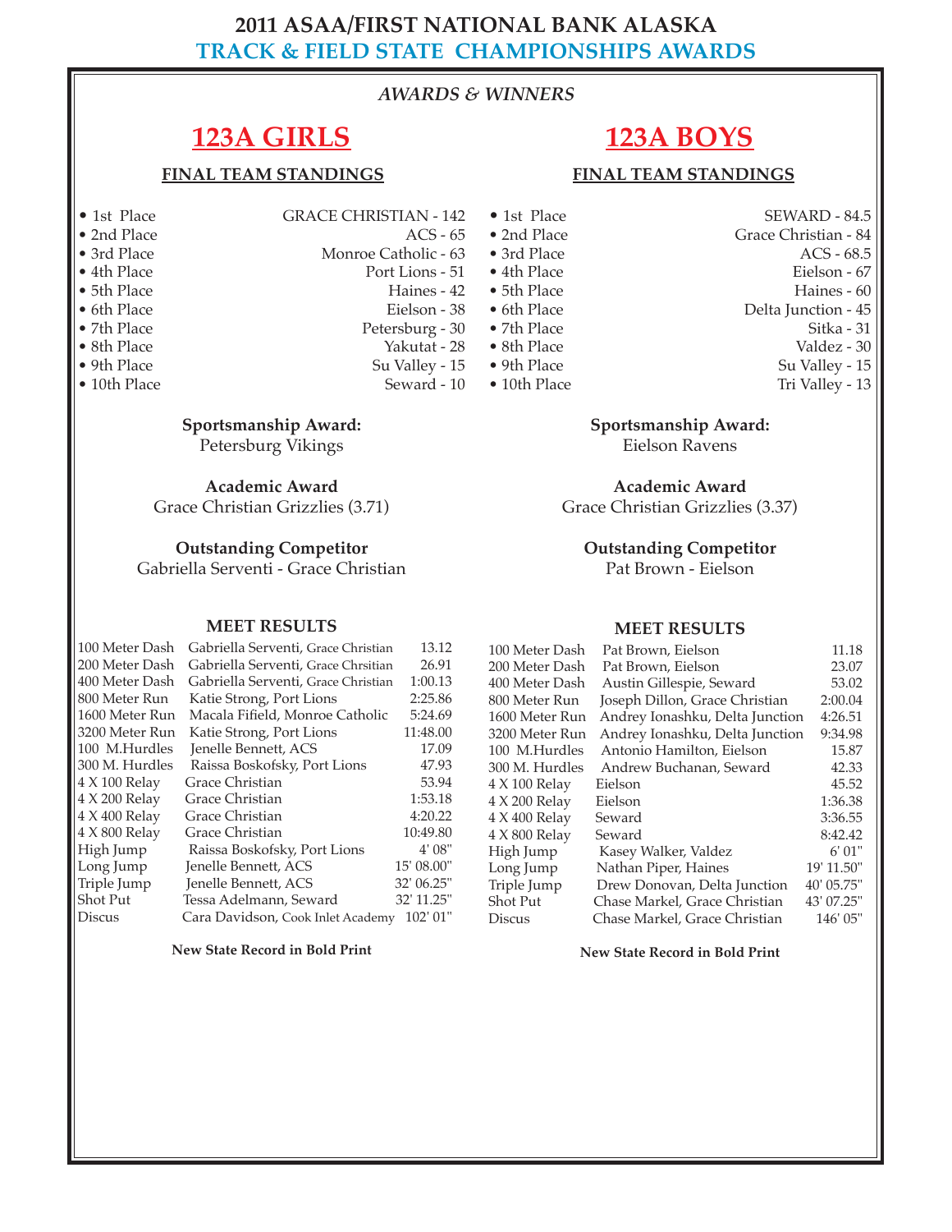# 2011 ASAA/FIRST NATIONAL BANK ALASKA
## TRACK & FIELD STATE CHAMPIONSHIPS AWARDS

*AWARDS & WINNERS*

## 123A GIRLS

### FINAL TEAM STANDINGS

- 1st Place — GRACE CHRISTIAN - 142
- 2nd Place — ACS - 65
- 3rd Place — Monroe Catholic - 63
- 4th Place — Port Lions - 51
- 5th Place — Haines - 42
- 6th Place — Eielson - 38
- 7th Place — Petersburg - 30
- 8th Place — Yakutat - 28
- 9th Place — Su Valley - 15
- 10th Place — Seward - 10

**Sportsmanship Award:**
Petersburg Vikings

**Academic Award**
Grace Christian Grizzlies (3.71)

**Outstanding Competitor**
Gabriella Serventi - Grace Christian

### MEET RESULTS

| | | |
|---|---|---|
| 100 Meter Dash | Gabriella Serventi, Grace Christian | 13.12 |
| 200 Meter Dash | Gabriella Serventi, Grace Chrsitian | 26.91 |
| 400 Meter Dash | Gabriella Serventi, Grace Christian | 1:00.13 |
| 800 Meter Run | Katie Strong, Port Lions | 2:25.86 |
| 1600 Meter Run | Macala Fifield, Monroe Catholic | 5:24.69 |
| 3200 Meter Run | Katie Strong, Port Lions | 11:48.00 |
| 100 M.Hurdles | Jenelle Bennett, ACS | 17.09 |
| 300 M. Hurdles | Raissa Boskofsky, Port Lions | 47.93 |
| 4 X 100 Relay | Grace Christian | 53.94 |
| 4 X 200 Relay | Grace Christian | 1:53.18 |
| 4 X 400 Relay | Grace Christian | 4:20.22 |
| 4 X 800 Relay | Grace Christian | 10:49.80 |
| High Jump | Raissa Boskofsky, Port Lions | 4' 08" |
| Long Jump | Jenelle Bennett, ACS | 15' 08.00" |
| Triple Jump | Jenelle Bennett, ACS | 32' 06.25" |
| Shot Put | Tessa Adelmann, Seward | 32' 11.25" |
| Discus | Cara Davidson, Cook Inlet Academy | 102' 01" |

**New State Record in Bold Print**

## 123A BOYS

### FINAL TEAM STANDINGS

- 1st Place — SEWARD - 84.5
- 2nd Place — Grace Christian - 84
- 3rd Place — ACS - 68.5
- 4th Place — Eielson - 67
- 5th Place — Haines - 60
- 6th Place — Delta Junction - 45
- 7th Place — Sitka - 31
- 8th Place — Valdez - 30
- 9th Place — Su Valley - 15
- 10th Place — Tri Valley - 13

**Sportsmanship Award:**
Eielson Ravens

**Academic Award**
Grace Christian Grizzlies (3.37)

**Outstanding Competitor**
Pat Brown - Eielson

### MEET RESULTS

| | | |
|---|---|---|
| 100 Meter Dash | Pat Brown, Eielson | 11.18 |
| 200 Meter Dash | Pat Brown, Eielson | 23.07 |
| 400 Meter Dash | Austin Gillespie, Seward | 53.02 |
| 800 Meter Run | Joseph Dillon, Grace Christian | 2:00.04 |
| 1600 Meter Run | Andrey Ionashku, Delta Junction | 4:26.51 |
| 3200 Meter Run | Andrey Ionashku, Delta Junction | 9:34.98 |
| 100 M.Hurdles | Antonio Hamilton, Eielson | 15.87 |
| 300 M. Hurdles | Andrew Buchanan, Seward | 42.33 |
| 4 X 100 Relay | Eielson | 45.52 |
| 4 X 200 Relay | Eielson | 1:36.38 |
| 4 X 400 Relay | Seward | 3:36.55 |
| 4 X 800 Relay | Seward | 8:42.42 |
| High Jump | Kasey Walker, Valdez | 6' 01" |
| Long Jump | Nathan Piper, Haines | 19' 11.50" |
| Triple Jump | Drew Donovan, Delta Junction | 40' 05.75" |
| Shot Put | Chase Markel, Grace Christian | 43' 07.25" |
| Discus | Chase Markel, Grace Christian | 146' 05" |

**New State Record in Bold Print**